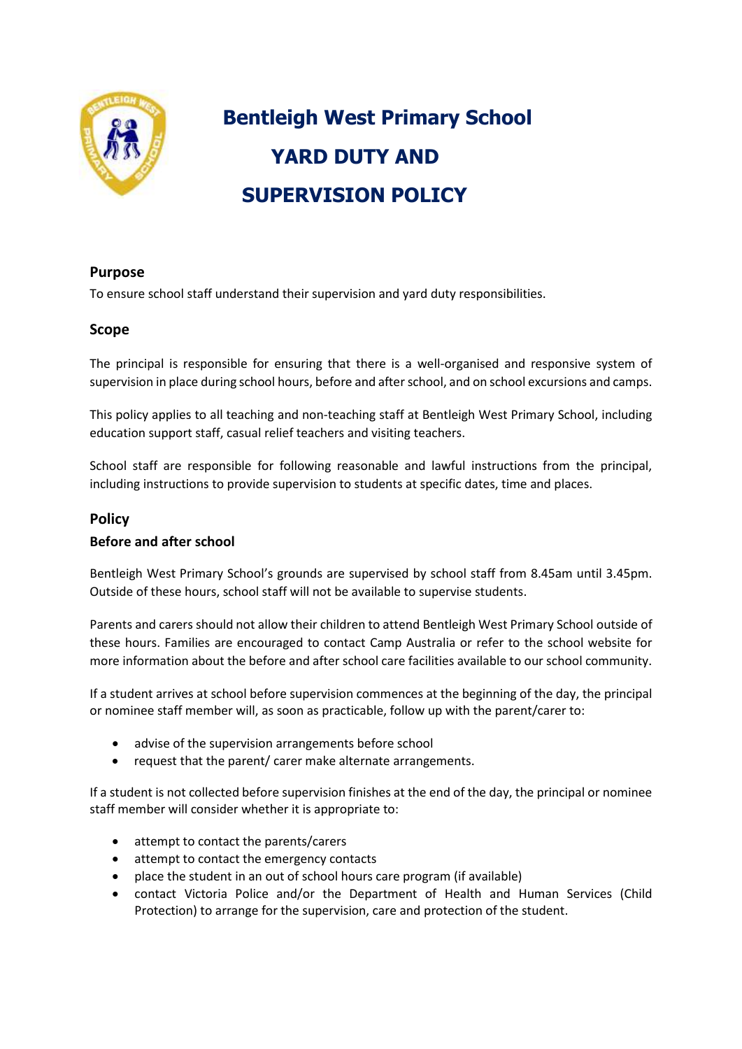# Bentleigh West Primary School
# YARD DUTY AND SUPERVISION POLICY

## Purpose

To ensure school staff understand their supervision and yard duty responsibilities.

## Scope

The principal is responsible for ensuring that there is a well-organised and responsive system of supervision in place during school hours, before and after school, and on school excursions and camps.

This policy applies to all teaching and non-teaching staff at Bentleigh West Primary School, including education support staff, casual relief teachers and visiting teachers.

School staff are responsible for following reasonable and lawful instructions from the principal, including instructions to provide supervision to students at specific dates, time and places.

## Policy

### Before and after school

Bentleigh West Primary School's grounds are supervised by school staff from 8.45am until 3.45pm. Outside of these hours, school staff will not be available to supervise students.

Parents and carers should not allow their children to attend Bentleigh West Primary School outside of these hours. Families are encouraged to contact Camp Australia or refer to the school website for more information about the before and after school care facilities available to our school community.

If a student arrives at school before supervision commences at the beginning of the day, the principal or nominee staff member will, as soon as practicable, follow up with the parent/carer to:

- advise of the supervision arrangements before school
- request that the parent/ carer make alternate arrangements.

If a student is not collected before supervision finishes at the end of the day, the principal or nominee staff member will consider whether it is appropriate to:

- attempt to contact the parents/carers
- attempt to contact the emergency contacts
- place the student in an out of school hours care program (if available)
- contact Victoria Police and/or the Department of Health and Human Services (Child Protection) to arrange for the supervision, care and protection of the student.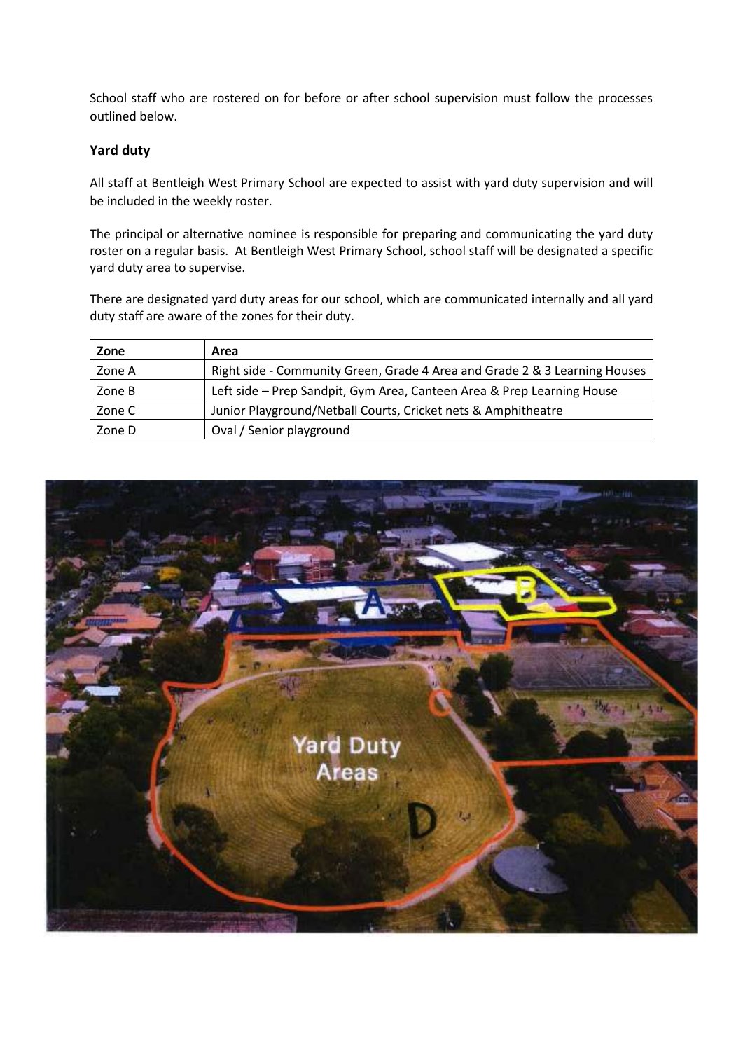School staff who are rostered on for before or after school supervision must follow the processes outlined below.

### Yard duty

All staff at Bentleigh West Primary School are expected to assist with yard duty supervision and will be included in the weekly roster.

The principal or alternative nominee is responsible for preparing and communicating the yard duty roster on a regular basis. At Bentleigh West Primary School, school staff will be designated a specific yard duty area to supervise.

There are designated yard duty areas for our school, which are communicated internally and all yard duty staff are aware of the zones for their duty.

| Zone | Area |
| --- | --- |
| Zone A | Right side - Community Green, Grade 4 Area and Grade 2 & 3 Learning Houses |
| Zone B | Left side – Prep Sandpit, Gym Area, Canteen Area & Prep Learning House |
| Zone C | Junior Playground/Netball Courts, Cricket nets & Amphitheatre |
| Zone D | Oval / Senior playground |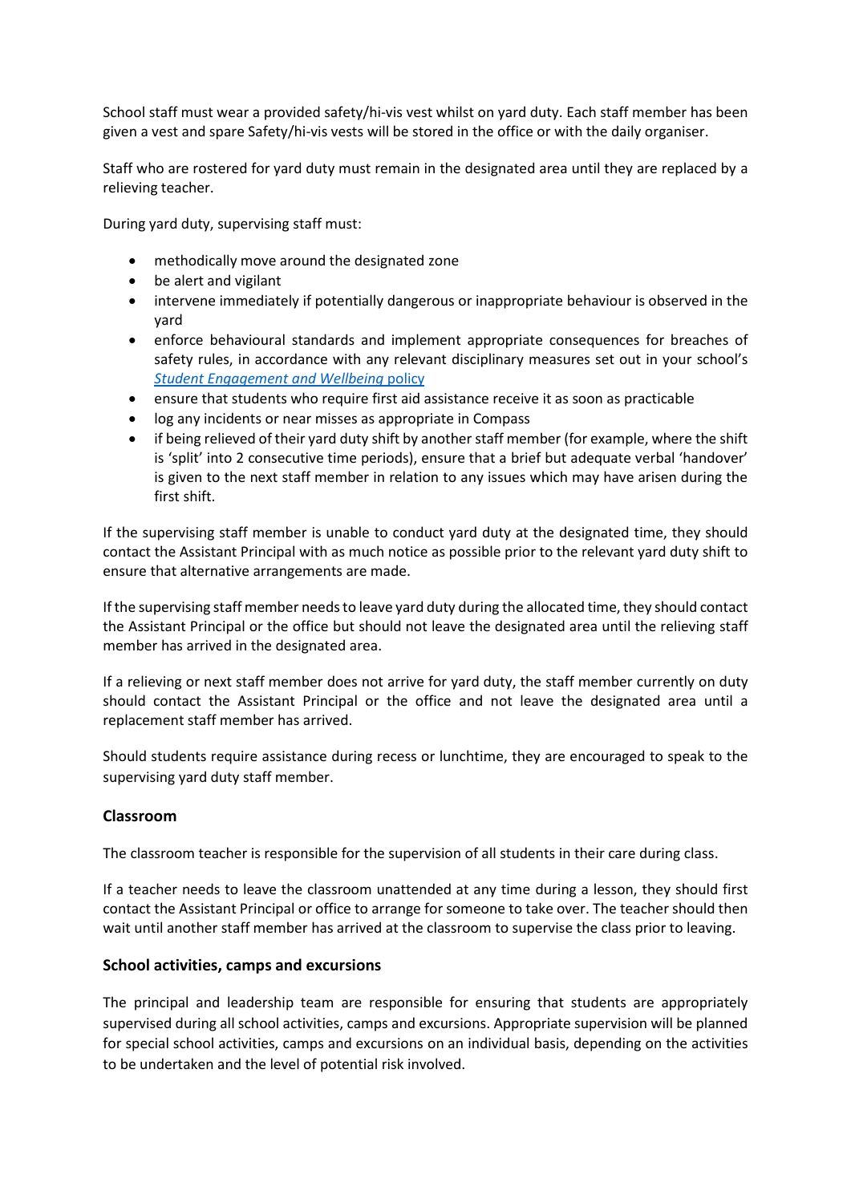School staff must wear a provided safety/hi-vis vest whilst on yard duty. Each staff member has been given a vest and spare Safety/hi-vis vests will be stored in the office or with the daily organiser.

Staff who are rostered for yard duty must remain in the designated area until they are replaced by a relieving teacher.

During yard duty, supervising staff must:

- methodically move around the designated zone
- be alert and vigilant
- intervene immediately if potentially dangerous or inappropriate behaviour is observed in the yard
- enforce behavioural standards and implement appropriate consequences for breaches of safety rules, in accordance with any relevant disciplinary measures set out in your school's *Student Engagement and Wellbeing* policy
- ensure that students who require first aid assistance receive it as soon as practicable
- log any incidents or near misses as appropriate in Compass
- if being relieved of their yard duty shift by another staff member (for example, where the shift is 'split' into 2 consecutive time periods), ensure that a brief but adequate verbal 'handover' is given to the next staff member in relation to any issues which may have arisen during the first shift.

If the supervising staff member is unable to conduct yard duty at the designated time, they should contact the Assistant Principal with as much notice as possible prior to the relevant yard duty shift to ensure that alternative arrangements are made.

If the supervising staff member needs to leave yard duty during the allocated time, they should contact the Assistant Principal or the office but should not leave the designated area until the relieving staff member has arrived in the designated area.

If a relieving or next staff member does not arrive for yard duty, the staff member currently on duty should contact the Assistant Principal or the office and not leave the designated area until a replacement staff member has arrived.

Should students require assistance during recess or lunchtime, they are encouraged to speak to the supervising yard duty staff member.

### Classroom

The classroom teacher is responsible for the supervision of all students in their care during class.

If a teacher needs to leave the classroom unattended at any time during a lesson, they should first contact the Assistant Principal or office to arrange for someone to take over. The teacher should then wait until another staff member has arrived at the classroom to supervise the class prior to leaving.

### School activities, camps and excursions

The principal and leadership team are responsible for ensuring that students are appropriately supervised during all school activities, camps and excursions. Appropriate supervision will be planned for special school activities, camps and excursions on an individual basis, depending on the activities to be undertaken and the level of potential risk involved.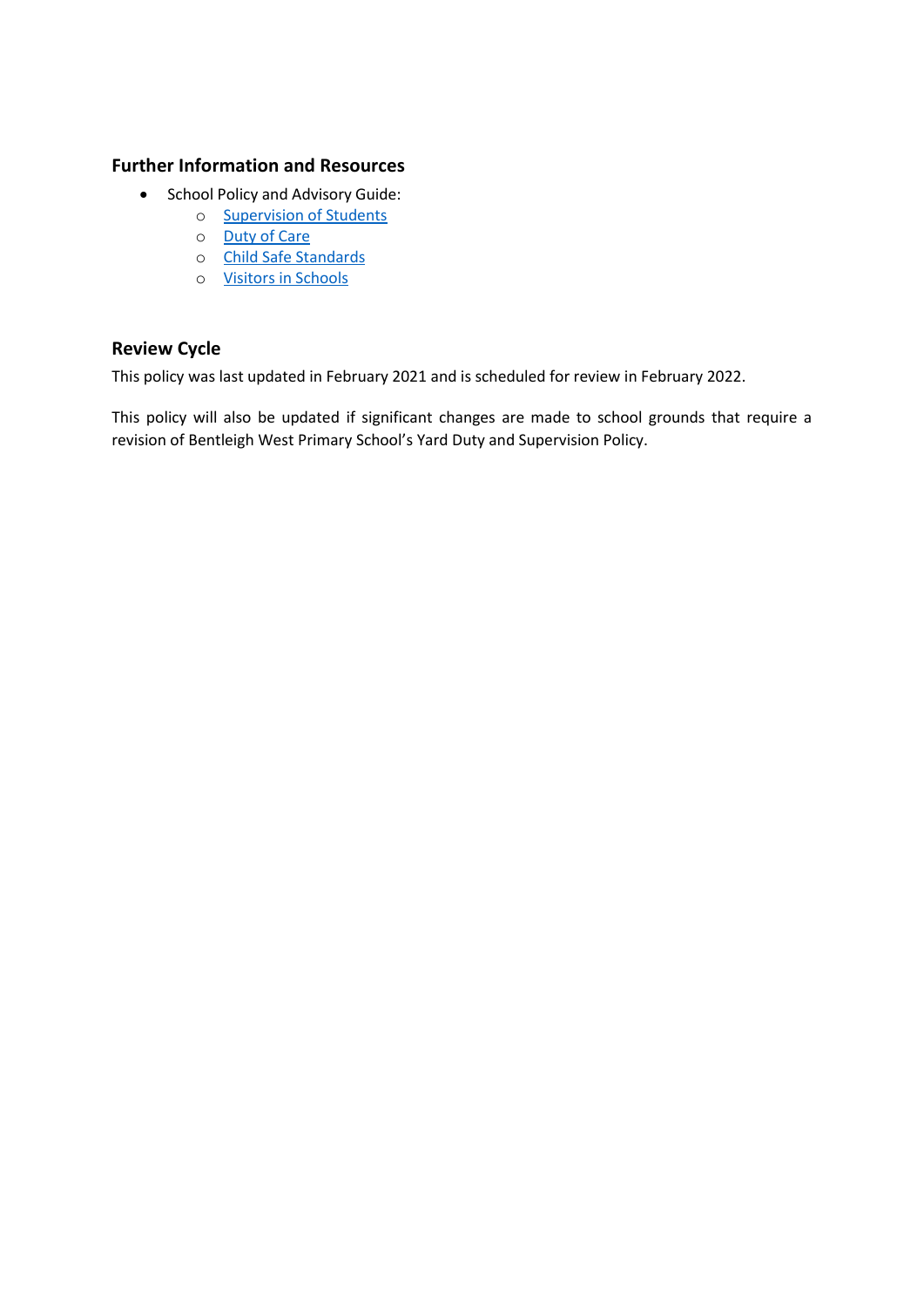## Further Information and Resources

- School Policy and Advisory Guide:
  - Supervision of Students
  - Duty of Care
  - Child Safe Standards
  - Visitors in Schools

## Review Cycle

This policy was last updated in February 2021 and is scheduled for review in February 2022.

This policy will also be updated if significant changes are made to school grounds that require a revision of Bentleigh West Primary School's Yard Duty and Supervision Policy.